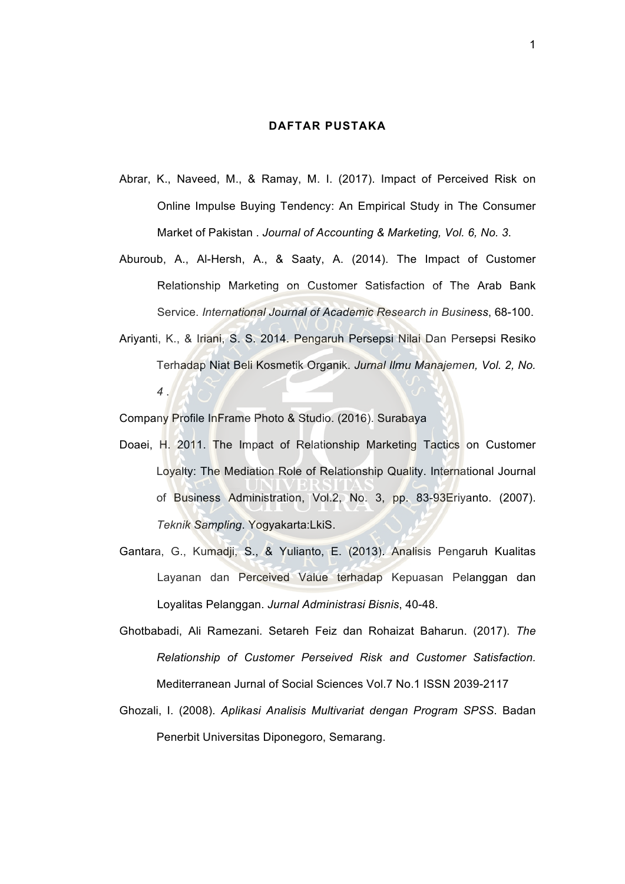# DAFTAR PUSTAKA

Abrar, K., Naveed, M., & Ramay, M. I. (2017). Impact of Perceived Risk on Online Impulse Buying Tendency: An Empirical Study in The Consumer Market of Pakistan . *Journal of Accounting & Marketing, Vol. 6, No. 3*.

Aburoub, A., Al-Hersh, A., & Saaty, A. (2014). The Impact of Customer Relationship Marketing on Customer Satisfaction of The Arab Bank Service. *International Journal of Academic Research in Business*, 68-100.

Ariyanti, K., & Iriani, S. S. 2014. Pengaruh Persepsi Nilai Dan Persepsi Resiko Terhadap Niat Beli Kosmetik Organik. *Jurnal Ilmu Manajemen, Vol. 2, No. 4* .

Company Profile InFrame Photo & Studio. (2016). Surabaya

Doaei, H. 2011. The Impact of Relationship Marketing Tactics on Customer Loyalty: The Mediation Role of Relationship Quality. International Journal of Business Administration, Vol.2, No. 3, pp. 83-93Eriyanto. (2007). *Teknik Sampling*. Yogyakarta:LkiS.

Gantara, G., Kumadji, S., & Yulianto, E. (2013). Analisis Pengaruh Kualitas Layanan dan Perceived Value terhadap Kepuasan Pelanggan dan Loyalitas Pelanggan. *Jurnal Administrasi Bisnis*, 40-48.

Ghotbabadi, Ali Ramezani. Setareh Feiz dan Rohaizat Baharun. (2017). *The Relationship of Customer Perseived Risk and Customer Satisfaction.* Mediterranean Jurnal of Social Sciences Vol.7 No.1 ISSN 2039-2117

Ghozali, I. (2008). *Aplikasi Analisis Multivariat dengan Program SPSS*. Badan Penerbit Universitas Diponegoro, Semarang.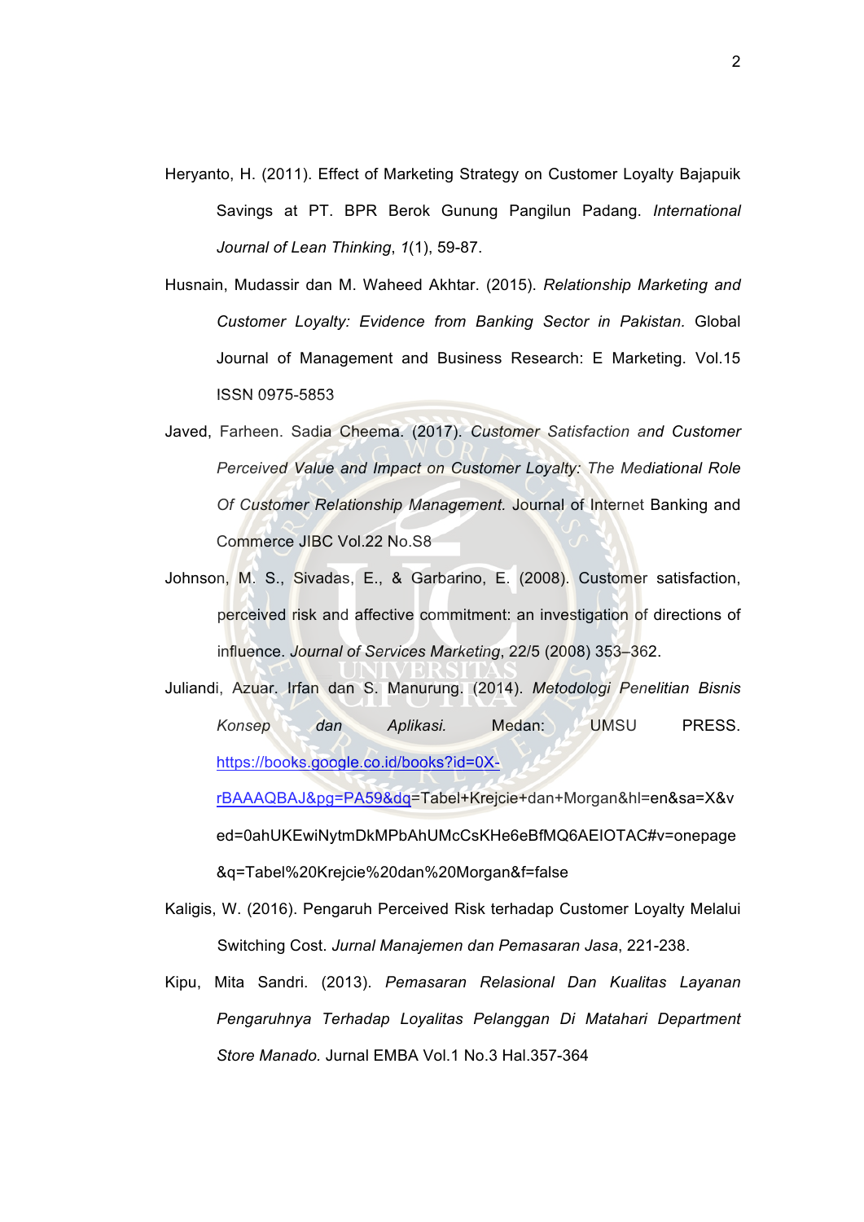Heryanto, H. (2011). Effect of Marketing Strategy on Customer Loyalty Bajapuik Savings at PT. BPR Berok Gunung Pangilun Padang. *International Journal of Lean Thinking*, *1*(1), 59-87.

Husnain, Mudassir dan M. Waheed Akhtar. (2015). *Relationship Marketing and Customer Loyalty: Evidence from Banking Sector in Pakistan.* Global Journal of Management and Business Research: E Marketing. Vol.15 ISSN 0975-5853

Javed, Farheen. Sadia Cheema. (2017). *Customer Satisfaction and Customer Perceived Value and Impact on Customer Loyalty: The Mediational Role Of Customer Relationship Management.* Journal of Internet Banking and Commerce JIBC Vol.22 No.S8

Johnson, M. S., Sivadas, E., & Garbarino, E. (2008). Customer satisfaction, perceived risk and affective commitment: an investigation of directions of influence. *Journal of Services Marketing*, 22/5 (2008) 353–362.

Juliandi, Azuar. Irfan dan S. Manurung. (2014). *Metodologi Penelitian Bisnis Konsep dan Aplikasi.* Medan: UMSU PRESS. https://books.google.co.id/books?id=0X-rBAAAQBAJ&pg=PA59&dq=Tabel+Krejcie+dan+Morgan&hl=en&sa=X&ved=0ahUKEwiNytmDkMPbAhUMcCsKHe6eBfMQ6AEIOTAC#v=onepage&q=Tabel%20Krejcie%20dan%20Morgan&f=false

Kaligis, W. (2016). Pengaruh Perceived Risk terhadap Customer Loyalty Melalui Switching Cost. *Jurnal Manajemen dan Pemasaran Jasa*, 221-238.

Kipu, Mita Sandri. (2013). *Pemasaran Relasional Dan Kualitas Layanan Pengaruhnya Terhadap Loyalitas Pelanggan Di Matahari Department Store Manado.* Jurnal EMBA Vol.1 No.3 Hal.357-364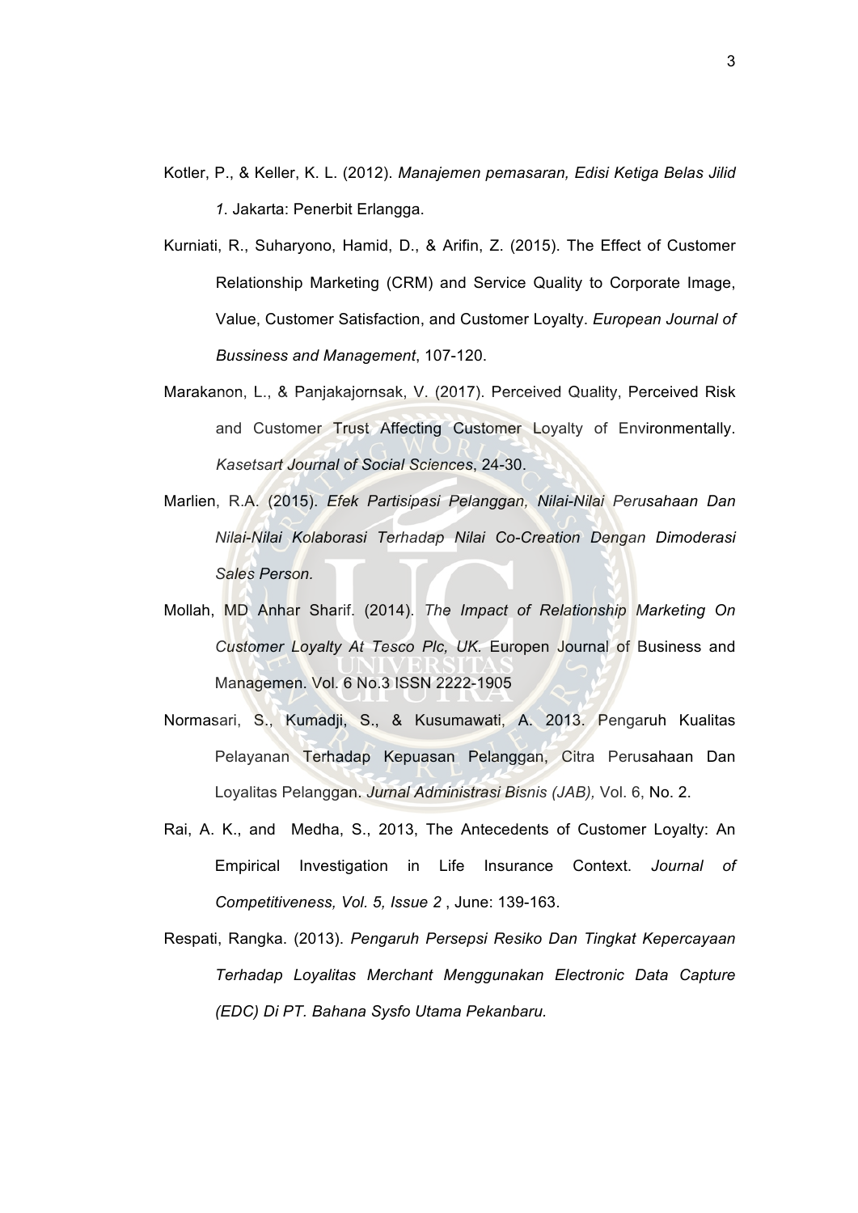Kotler, P., & Keller, K. L. (2012). *Manajemen pemasaran, Edisi Ketiga Belas Jilid 1*. Jakarta: Penerbit Erlangga.

Kurniati, R., Suharyono, Hamid, D., & Arifin, Z. (2015). The Effect of Customer Relationship Marketing (CRM) and Service Quality to Corporate Image, Value, Customer Satisfaction, and Customer Loyalty. *European Journal of Bussiness and Management*, 107-120.

Marakanon, L., & Panjakajornsak, V. (2017). Perceived Quality, Perceived Risk and Customer Trust Affecting Customer Loyalty of Environmentally. *Kasetsart Journal of Social Sciences*, 24-30.

Marlien, R.A. (2015). *Efek Partisipasi Pelanggan, Nilai-Nilai Perusahaan Dan Nilai-Nilai Kolaborasi Terhadap Nilai Co-Creation Dengan Dimoderasi Sales Person*.

Mollah, MD Anhar Sharif. (2014). *The Impact of Relationship Marketing On Customer Loyalty At Tesco Plc, UK.* Europen Journal of Business and Managemen. Vol. 6 No.3 ISSN 2222-1905

Normasari, S., Kumadji, S., & Kusumawati, A. 2013. Pengaruh Kualitas Pelayanan Terhadap Kepuasan Pelanggan, Citra Perusahaan Dan Loyalitas Pelanggan. *Jurnal Administrasi Bisnis (JAB),* Vol. 6, No. 2.

Rai, A. K., and Medha, S., 2013, The Antecedents of Customer Loyalty: An Empirical Investigation in Life Insurance Context. *Journal of Competitiveness, Vol. 5, Issue 2* , June: 139-163.

Respati, Rangka. (2013). *Pengaruh Persepsi Resiko Dan Tingkat Kepercayaan Terhadap Loyalitas Merchant Menggunakan Electronic Data Capture (EDC) Di PT. Bahana Sysfo Utama Pekanbaru.*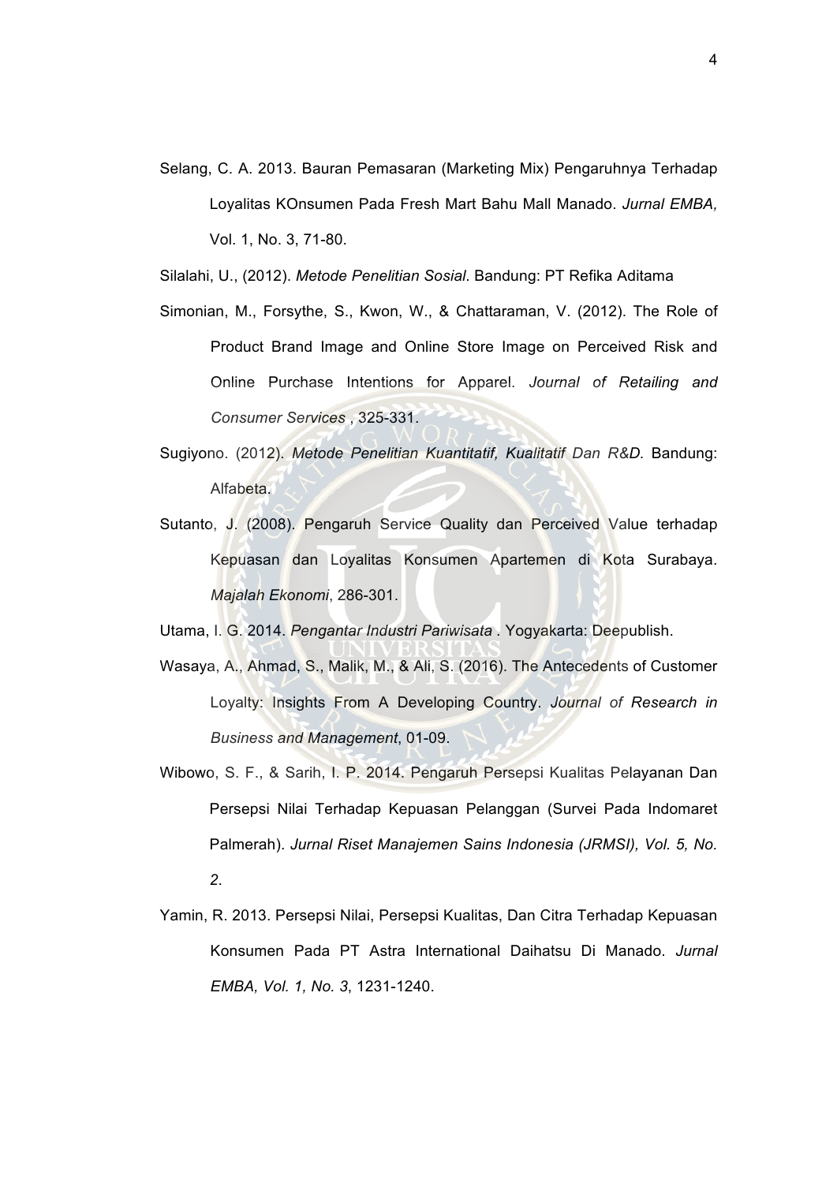Selang, C. A. 2013. Bauran Pemasaran (Marketing Mix) Pengaruhnya Terhadap Loyalitas KOnsumen Pada Fresh Mart Bahu Mall Manado. *Jurnal EMBA,* Vol. 1, No. 3, 71-80.

Silalahi, U., (2012). *Metode Penelitian Sosial*. Bandung: PT Refika Aditama

Simonian, M., Forsythe, S., Kwon, W., & Chattaraman, V. (2012). The Role of Product Brand Image and Online Store Image on Perceived Risk and Online Purchase Intentions for Apparel. *Journal of Retailing and Consumer Services* , 325-331.

Sugiyono. (2012). *Metode Penelitian Kuantitatif, Kualitatif Dan R&D.* Bandung: Alfabeta.

Sutanto, J. (2008). Pengaruh Service Quality dan Perceived Value terhadap Kepuasan dan Loyalitas Konsumen Apartemen di Kota Surabaya. *Majalah Ekonomi*, 286-301.

Utama, I. G. 2014. *Pengantar Industri Pariwisata .* Yogyakarta: Deepublish.

Wasaya, A., Ahmad, S., Malik, M., & Ali, S. (2016). The Antecedents of Customer Loyalty: Insights From A Developing Country. *Journal of Research in Business and Management*, 01-09.

Wibowo, S. F., & Sarih, I. P. 2014. Pengaruh Persepsi Kualitas Pelayanan Dan Persepsi Nilai Terhadap Kepuasan Pelanggan (Survei Pada Indomaret Palmerah). *Jurnal Riset Manajemen Sains Indonesia (JRMSI), Vol. 5, No. 2*.

Yamin, R. 2013. Persepsi Nilai, Persepsi Kualitas, Dan Citra Terhadap Kepuasan Konsumen Pada PT Astra International Daihatsu Di Manado. *Jurnal EMBA, Vol. 1, No. 3*, 1231-1240.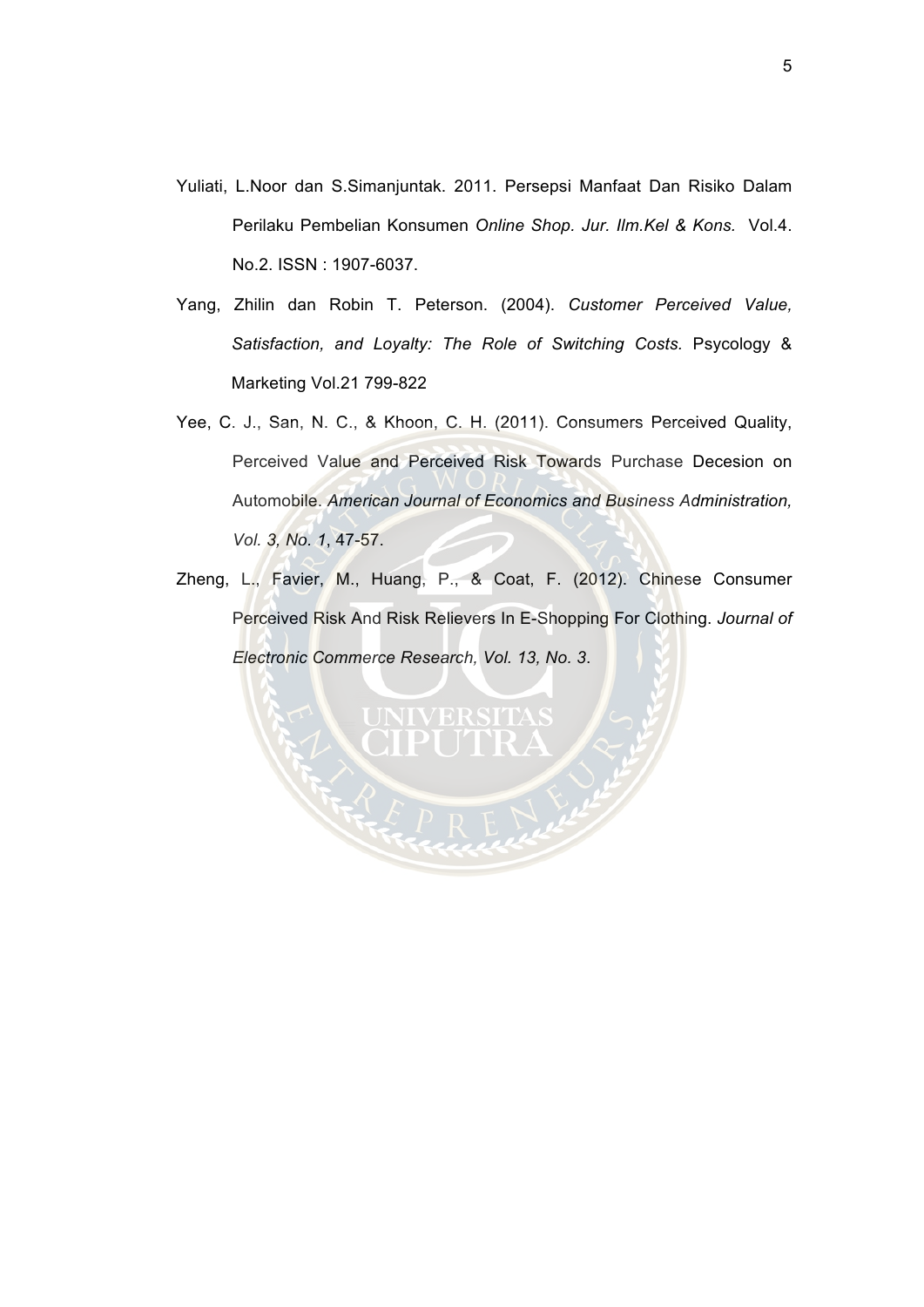Yuliati, L.Noor dan S.Simanjuntak. 2011. Persepsi Manfaat Dan Risiko Dalam Perilaku Pembelian Konsumen *Online Shop. Jur. Ilm.Kel & Kons.* Vol.4. No.2. ISSN : 1907-6037.

Yang, Zhilin dan Robin T. Peterson. (2004). *Customer Perceived Value, Satisfaction, and Loyalty: The Role of Switching Costs.* Psycology & Marketing Vol.21 799-822

Yee, C. J., San, N. C., & Khoon, C. H. (2011). Consumers Perceived Quality, Perceived Value and Perceived Risk Towards Purchase Decesion on Automobile. *American Journal of Economics and Business Administration, Vol. 3, No. 1*, 47-57.

Zheng, L., Favier, M., Huang, P., & Coat, F. (2012). Chinese Consumer Perceived Risk And Risk Relievers In E-Shopping For Clothing. *Journal of Electronic Commerce Research, Vol. 13, No. 3.*